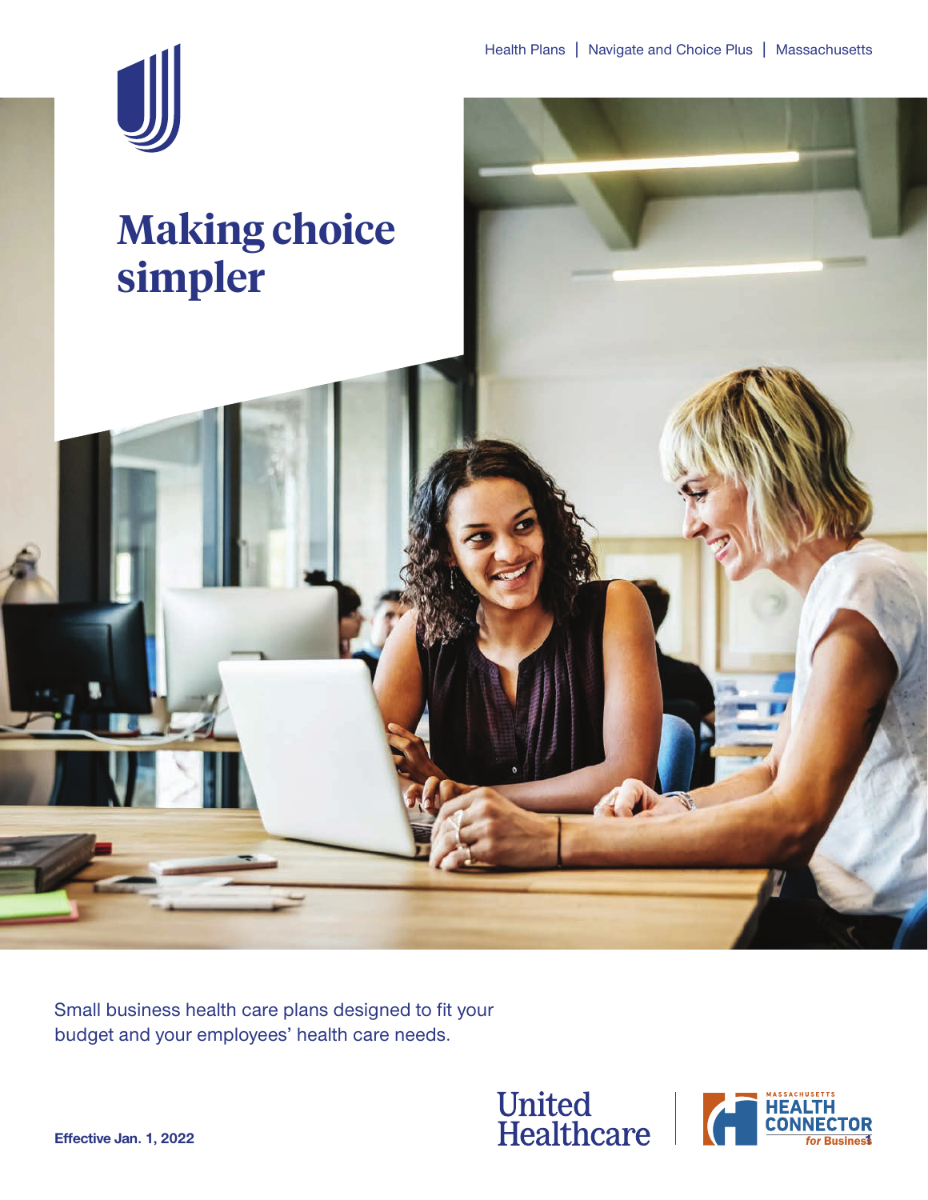Health Plans | Navigate and Choice Plus | Massachusetts

# Making choice simpler

Small business health care plans designed to fit your budget and your employees' health care needs.

**Effective Jan. 1, 2022**

United Healthcare

Massachusetts Health Connector for Business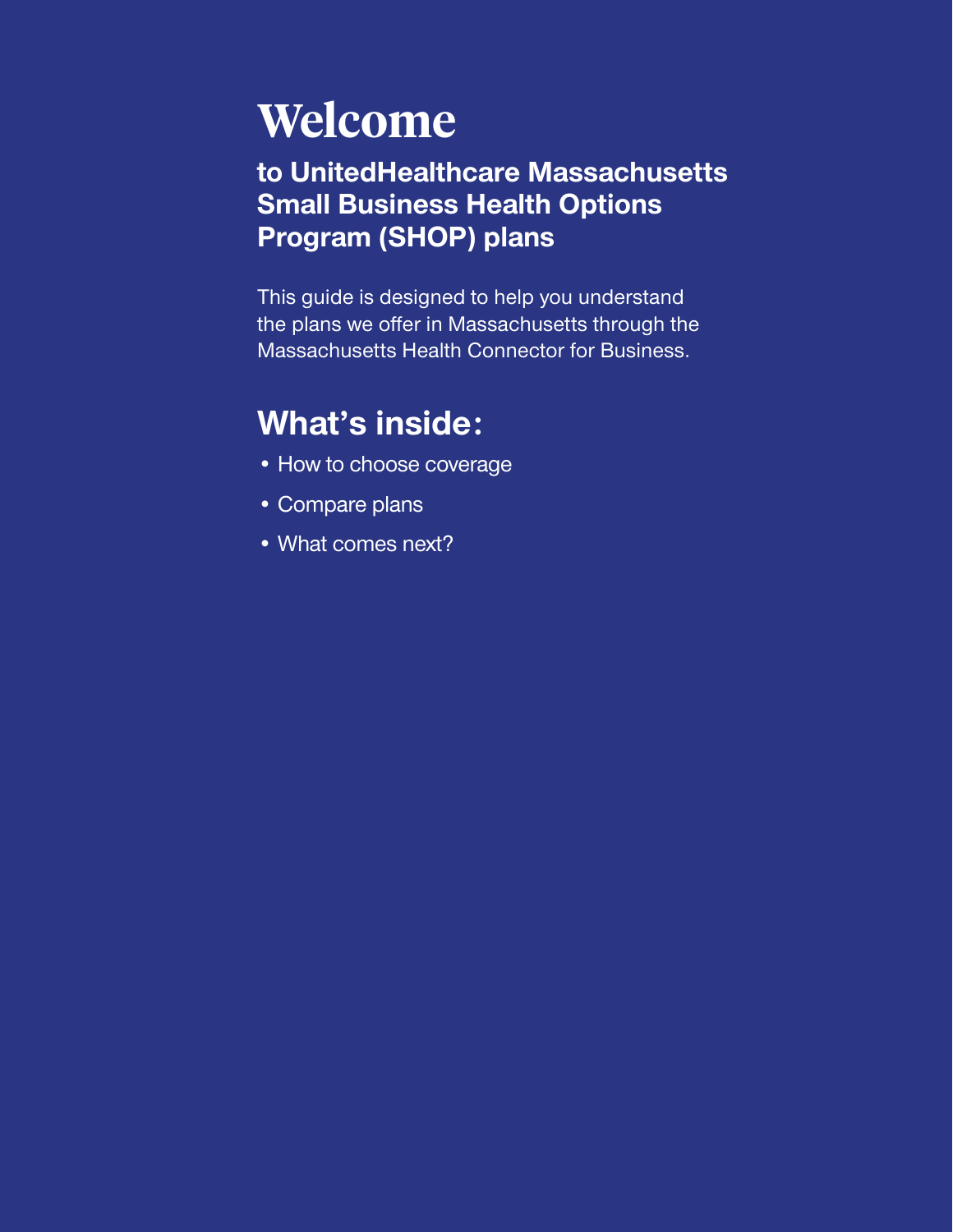# Welcome

## to UnitedHealthcare Massachusetts Small Business Health Options Program (SHOP) plans

This guide is designed to help you understand the plans we offer in Massachusetts through the Massachusetts Health Connector for Business.

## What's inside:

- How to choose coverage
- Compare plans
- What comes next?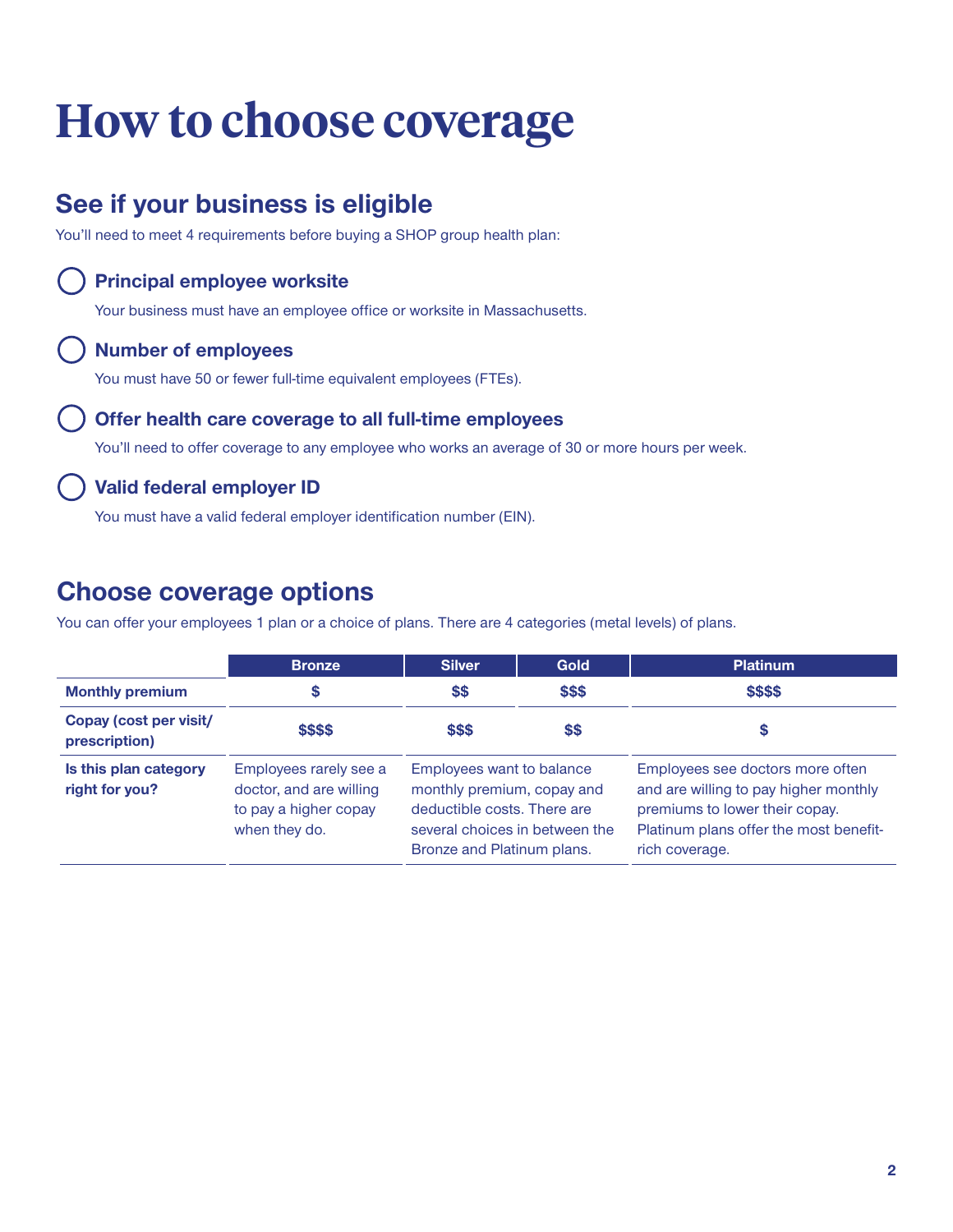# How to choose coverage

## See if your business is eligible

You'll need to meet 4 requirements before buying a SHOP group health plan:

- **Principal employee worksite**

  Your business must have an employee office or worksite in Massachusetts.

- **Number of employees**

  You must have 50 or fewer full-time equivalent employees (FTEs).

- **Offer health care coverage to all full-time employees**

  You'll need to offer coverage to any employee who works an average of 30 or more hours per week.

- **Valid federal employer ID**

  You must have a valid federal employer identification number (EIN).

## Choose coverage options

You can offer your employees 1 plan or a choice of plans. There are 4 categories (metal levels) of plans.

| | Bronze | Silver | Gold | Platinum |
|---|---|---|---|---|
| **Monthly premium** | $ | $$ | $$$ | $$$$ |
| **Copay (cost per visit/ prescription)** | $$$$ | $$$ | $$ | $ |
| **Is this plan category right for you?** | Employees rarely see a doctor, and are willing to pay a higher copay when they do. | Employees want to balance monthly premium, copay and deductible costs. There are several choices in between the Bronze and Platinum plans. | | Employees see doctors more often and are willing to pay higher monthly premiums to lower their copay. Platinum plans offer the most benefit-rich coverage. |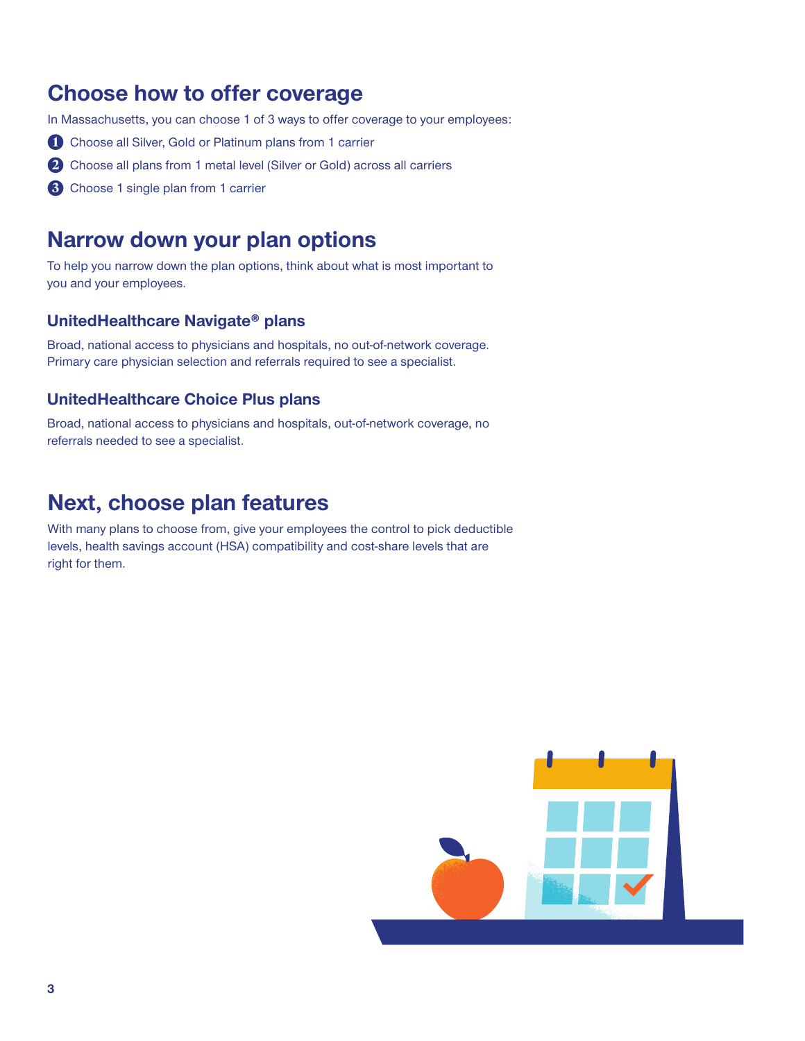## Choose how to offer coverage

In Massachusetts, you can choose 1 of 3 ways to offer coverage to your employees:

1. Choose all Silver, Gold or Platinum plans from 1 carrier
2. Choose all plans from 1 metal level (Silver or Gold) across all carriers
3. Choose 1 single plan from 1 carrier

## Narrow down your plan options

To help you narrow down the plan options, think about what is most important to you and your employees.

### UnitedHealthcare Navigate® plans

Broad, national access to physicians and hospitals, no out-of-network coverage. Primary care physician selection and referrals required to see a specialist.

### UnitedHealthcare Choice Plus plans

Broad, national access to physicians and hospitals, out-of-network coverage, no referrals needed to see a specialist.

## Next, choose plan features

With many plans to choose from, give your employees the control to pick deductible levels, health savings account (HSA) compatibility and cost-share levels that are right for them.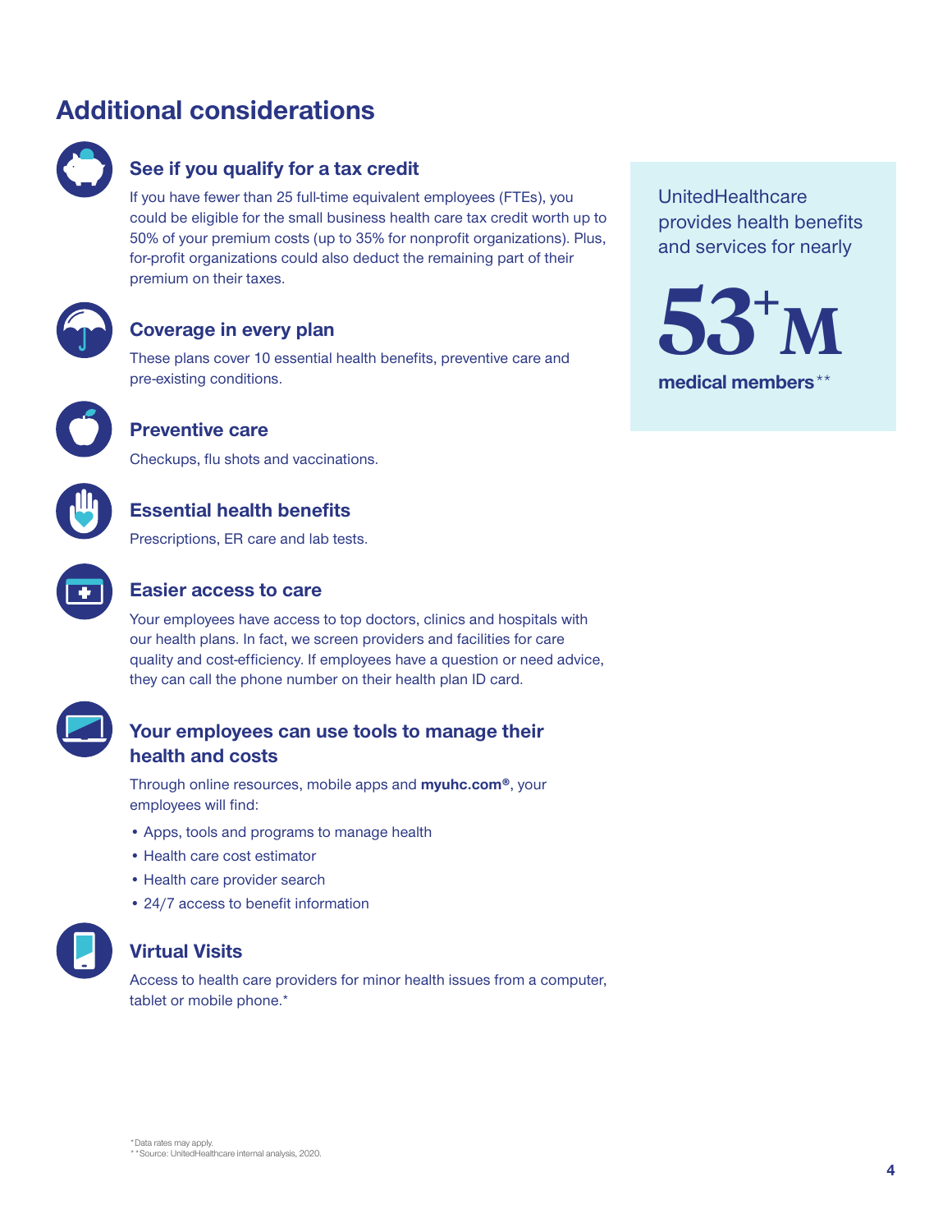## Additional considerations

### See if you qualify for a tax credit

If you have fewer than 25 full-time equivalent employees (FTEs), you could be eligible for the small business health care tax credit worth up to 50% of your premium costs (up to 35% for nonprofit organizations). Plus, for-profit organizations could also deduct the remaining part of their premium on their taxes.

### Coverage in every plan

These plans cover 10 essential health benefits, preventive care and pre-existing conditions.

### Preventive care

Checkups, flu shots and vaccinations.

### Essential health benefits

Prescriptions, ER care and lab tests.

### Easier access to care

Your employees have access to top doctors, clinics and hospitals with our health plans. In fact, we screen providers and facilities for care quality and cost-efficiency. If employees have a question or need advice, they can call the phone number on their health plan ID card.

### Your employees can use tools to manage their health and costs

Through online resources, mobile apps and **myuhc.com®**, your employees will find:

- Apps, tools and programs to manage health
- Health care cost estimator
- Health care provider search
- 24/7 access to benefit information

### Virtual Visits

Access to health care providers for minor health issues from a computer, tablet or mobile phone.*

UnitedHealthcare provides health benefits and services for nearly

**53+M**

**medical members****

*Data rates may apply.
**Source: UnitedHealthcare internal analysis, 2020.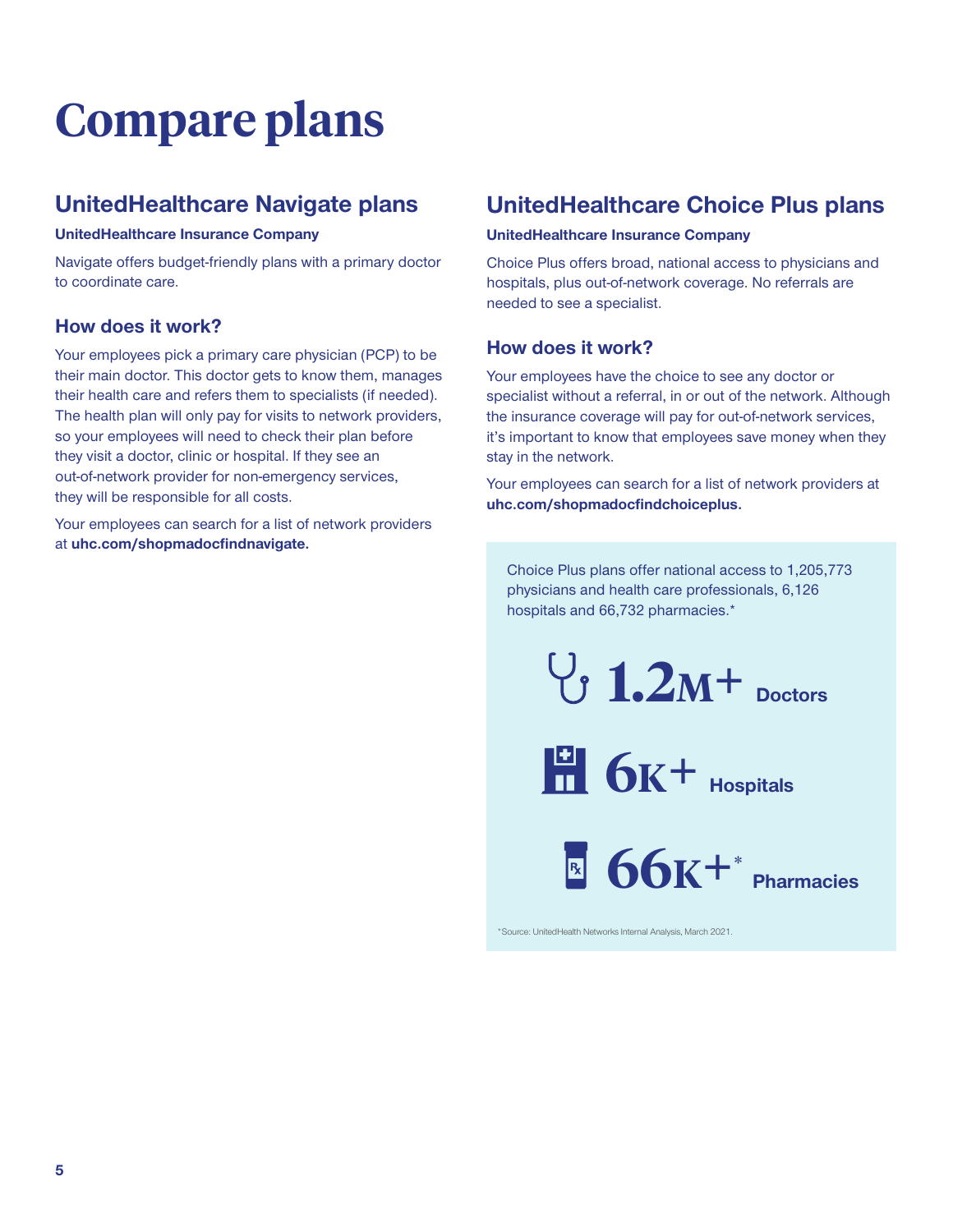# Compare plans

## UnitedHealthcare Navigate plans

**UnitedHealthcare Insurance Company**

Navigate offers budget-friendly plans with a primary doctor to coordinate care.

### How does it work?

Your employees pick a primary care physician (PCP) to be their main doctor. This doctor gets to know them, manages their health care and refers them to specialists (if needed). The health plan will only pay for visits to network providers, so your employees will need to check their plan before they visit a doctor, clinic or hospital. If they see an out-of-network provider for non-emergency services, they will be responsible for all costs.

Your employees can search for a list of network providers at **uhc.com/shopmadocfindnavigate.**

## UnitedHealthcare Choice Plus plans

**UnitedHealthcare Insurance Company**

Choice Plus offers broad, national access to physicians and hospitals, plus out-of-network coverage. No referrals are needed to see a specialist.

### How does it work?

Your employees have the choice to see any doctor or specialist without a referral, in or out of the network. Although the insurance coverage will pay for out-of-network services, it's important to know that employees save money when they stay in the network.

Your employees can search for a list of network providers at **uhc.com/shopmadocfindchoiceplus.**

Choice Plus plans offer national access to 1,205,773 physicians and health care professionals, 6,126 hospitals and 66,732 pharmacies.*

**1.2M+** Doctors

**6K+** Hospitals

**66K+*** Pharmacies

*Source: UnitedHealth Networks Internal Analysis, March 2021.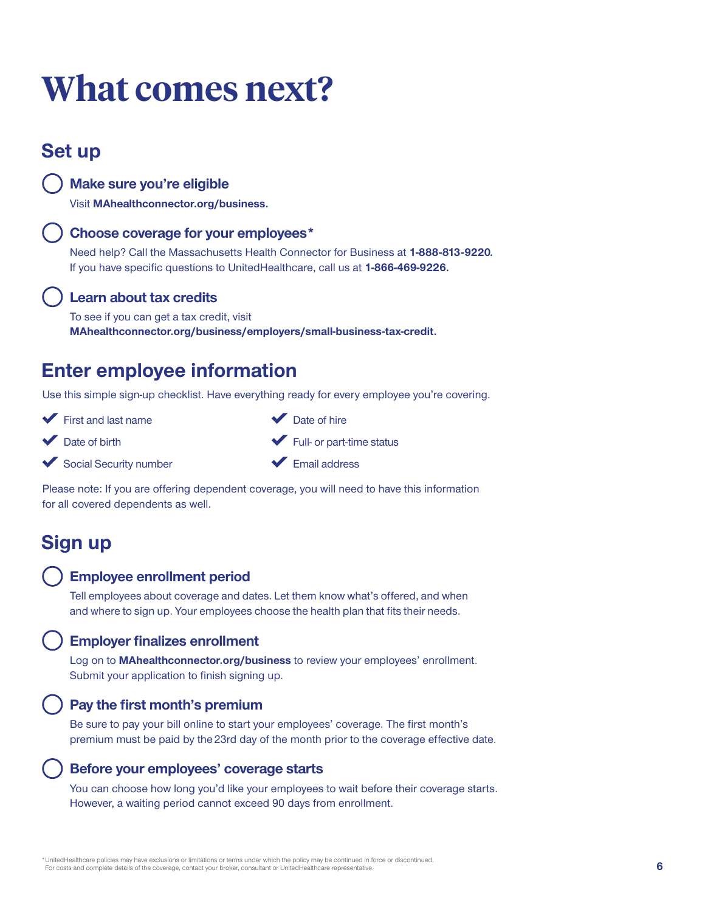# What comes next?

## Set up

- **Make sure you're eligible**
  Visit **MAhealthconnector.org/business.**

- **Choose coverage for your employees***
  Need help? Call the Massachusetts Health Connector for Business at **1-888-813-9220.**
  If you have specific questions to UnitedHealthcare, call us at **1-866-469-9226.**

- **Learn about tax credits**
  To see if you can get a tax credit, visit
  **MAhealthconnector.org/business/employers/small-business-tax-credit.**

## Enter employee information

Use this simple sign-up checklist. Have everything ready for every employee you're covering.

- ✔ First and last name
- ✔ Date of birth
- ✔ Social Security number
- ✔ Date of hire
- ✔ Full- or part-time status
- ✔ Email address

Please note: If you are offering dependent coverage, you will need to have this information for all covered dependents as well.

## Sign up

- **Employee enrollment period**
  Tell employees about coverage and dates. Let them know what's offered, and when and where to sign up. Your employees choose the health plan that fits their needs.

- **Employer finalizes enrollment**
  Log on to **MAhealthconnector.org/business** to review your employees' enrollment. Submit your application to finish signing up.

- **Pay the first month's premium**
  Be sure to pay your bill online to start your employees' coverage. The first month's premium must be paid by the 23rd day of the month prior to the coverage effective date.

- **Before your employees' coverage starts**
  You can choose how long you'd like your employees to wait before their coverage starts. However, a waiting period cannot exceed 90 days from enrollment.

*UnitedHealthcare policies may have exclusions or limitations or terms under which the policy may be continued in force or discontinued. For costs and complete details of the coverage, contact your broker, consultant or UnitedHealthcare representative.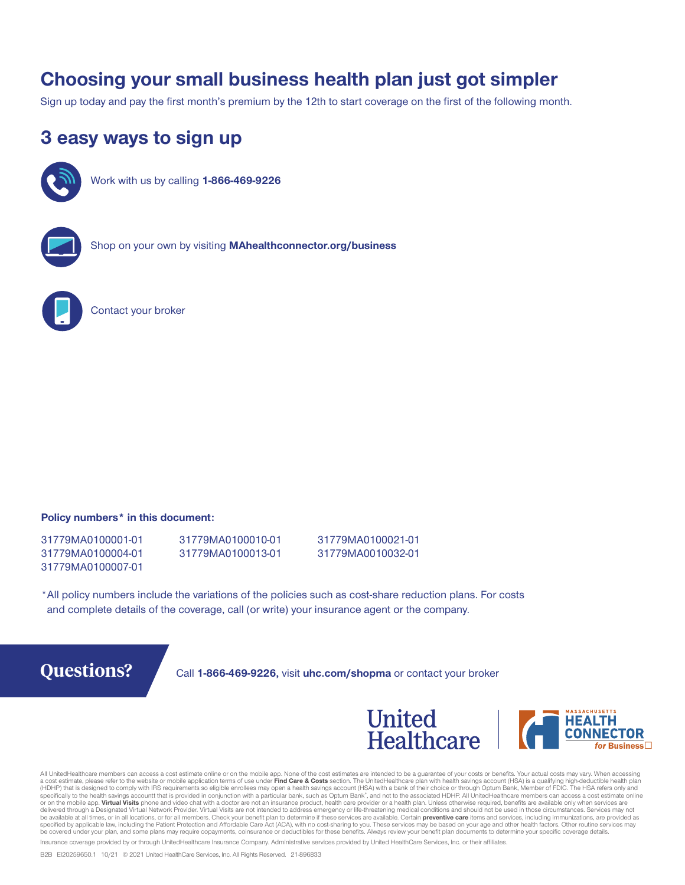## Choosing your small business health plan just got simpler

Sign up today and pay the first month's premium by the 12th to start coverage on the first of the following month.

## 3 easy ways to sign up

Work with us by calling **1-866-469-9226**

Shop on your own by visiting **MAhealthconnector.org/business**

Contact your broker

**Policy numbers* in this document:**

31779MA0100001-01
31779MA0100004-01
31779MA0100007-01
31779MA0100010-01
31779MA0100013-01
31779MA0100021-01
31779MA0010032-01

*All policy numbers include the variations of the policies such as cost-share reduction plans. For costs and complete details of the coverage, call (or write) your insurance agent or the company.

**Questions?** Call **1-866-469-9226**, visit **uhc.com/shopma** or contact your broker

United Healthcare | MASSACHUSETTS HEALTH CONNECTOR for Business

All UnitedHealthcare members can access a cost estimate online or on the mobile app. None of the cost estimates are intended to be a guarantee of your costs or benefits. Your actual costs may vary. When accessing a cost estimate, please refer to the website or mobile application terms of use under **Find Care & Costs** section. The UnitedHealthcare plan with health savings account (HSA) is a qualifying high-deductible health plan (HDHP) that is designed to comply with IRS requirements so eligible enrollees may open a health savings account (HSA) with a bank of their choice or through Optum Bank, Member of FDIC. The HSA refers only and specifically to the health savings accountt that is provided in conjunction with a particular bank, such as Optum Bank®, and not to the associated HDHP. All UnitedHealthcare members can access a cost estimate online or on the mobile app. **Virtual Visits** phone and video chat with a doctor are not an insurance product, health care provider or a health plan. Unless otherwise required, benefits are available only when services are delivered through a Designated Virtual Network Provider. Virtual Visits are not intended to address emergency or life-threatening medical conditions and should not be used in those circumstances. Services may not be available at all times, or in all locations, or for all members. Check your benefit plan to determine if these services are available. Certain **preventive care** items and services, including immunizations, are provided as specified by applicable law, including the Patient Protection and Affordable Care Act (ACA), with no cost-sharing to you. These services may be based on your age and other health factors. Other routine services may be covered under your plan, and some plans may require copayments, coinsurance or deductibles for these benefits. Always review your benefit plan documents to determine your specific coverage details.

Insurance coverage provided by or through UnitedHealthcare Insurance Company. Administrative services provided by United HealthCare Services, Inc. or their affiliates.

B2B EI20259650.1 10/21 © 2021 United HealthCare Services, Inc. All Rights Reserved. 21-896833